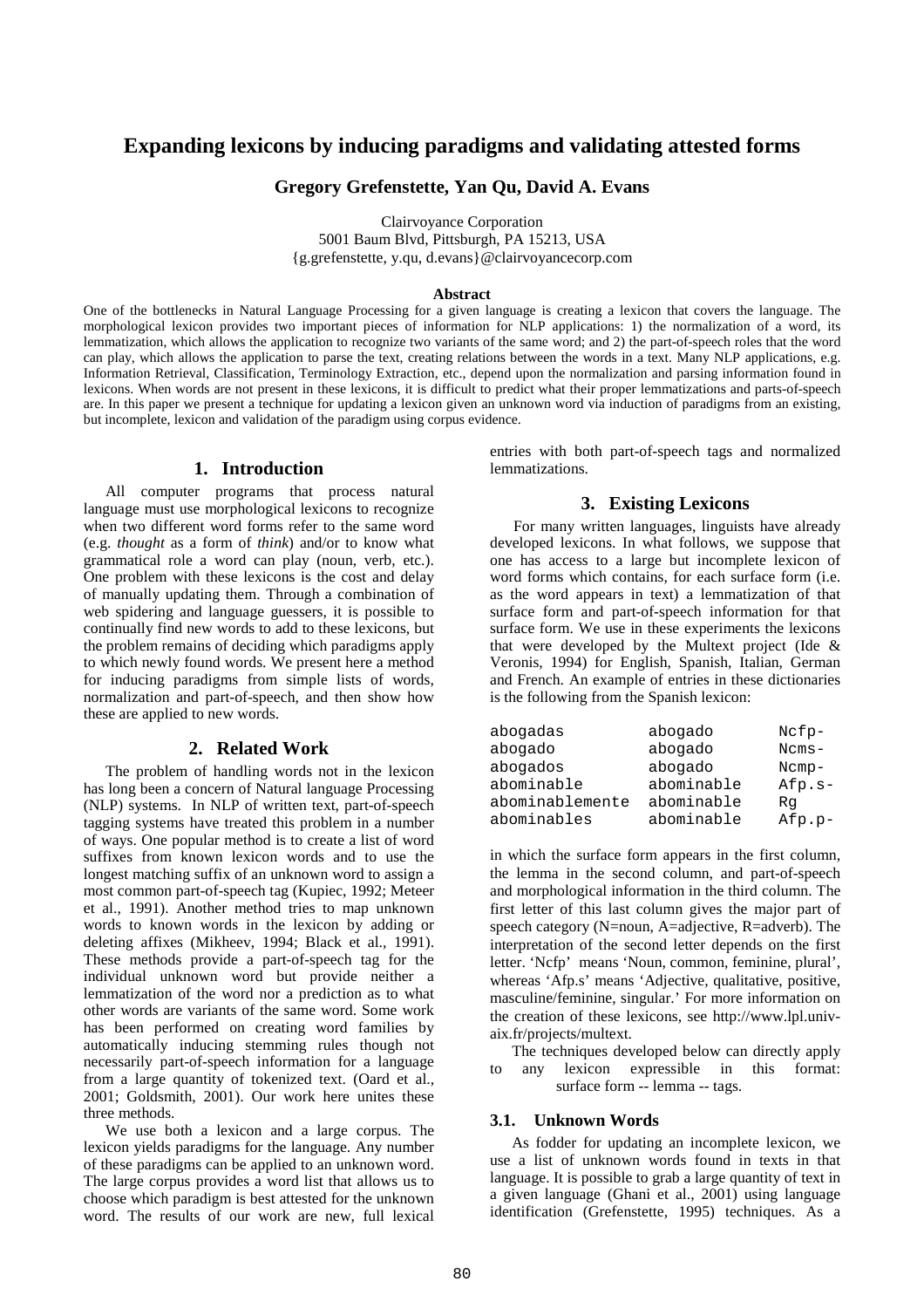# Expanding lexicons by inducing paradigms and validating attested forms

**Gregory Grefenstette, Yan Qu, David A. Evans**

Clairvoyance Corporation
5001 Baum Blvd, Pittsburgh, PA 15213, USA
{g.grefenstette, y.qu, d.evans}@clairvoyancecorp.com

### Abstract

One of the bottlenecks in Natural Language Processing for a given language is creating a lexicon that covers the language. The morphological lexicon provides two important pieces of information for NLP applications: 1) the normalization of a word, its lemmatization, which allows the application to recognize two variants of the same word; and 2) the part-of-speech roles that the word can play, which allows the application to parse the text, creating relations between the words in a text. Many NLP applications, e.g. Information Retrieval, Classification, Terminology Extraction, etc., depend upon the normalization and parsing information found in lexicons. When words are not present in these lexicons, it is difficult to predict what their proper lemmatizations and parts-of-speech are. In this paper we present a technique for updating a lexicon given an unknown word via induction of paradigms from an existing, but incomplete, lexicon and validation of the paradigm using corpus evidence.

## 1. Introduction

All computer programs that process natural language must use morphological lexicons to recognize when two different word forms refer to the same word (e.g. *thought* as a form of *think*) and/or to know what grammatical role a word can play (noun, verb, etc.). One problem with these lexicons is the cost and delay of manually updating them. Through a combination of web spidering and language guessers, it is possible to continually find new words to add to these lexicons, but the problem remains of deciding which paradigms apply to which newly found words. We present here a method for inducing paradigms from simple lists of words, normalization and part-of-speech, and then show how these are applied to new words.

## 2. Related Work

The problem of handling words not in the lexicon has long been a concern of Natural language Processing (NLP) systems. In NLP of written text, part-of-speech tagging systems have treated this problem in a number of ways. One popular method is to create a list of word suffixes from known lexicon words and to use the longest matching suffix of an unknown word to assign a most common part-of-speech tag (Kupiec, 1992; Meteer et al., 1991). Another method tries to map unknown words to known words in the lexicon by adding or deleting affixes (Mikheev, 1994; Black et al., 1991). These methods provide a part-of-speech tag for the individual unknown word but provide neither a lemmatization of the word nor a prediction as to what other words are variants of the same word. Some work has been performed on creating word families by automatically inducing stemming rules though not necessarily part-of-speech information for a language from a large quantity of tokenized text. (Oard et al., 2001; Goldsmith, 2001). Our work here unites these three methods.

We use both a lexicon and a large corpus. The lexicon yields paradigms for the language. Any number of these paradigms can be applied to an unknown word. The large corpus provides a word list that allows us to choose which paradigm is best attested for the unknown word. The results of our work are new, full lexical entries with both part-of-speech tags and normalized lemmatizations.

## 3. Existing Lexicons

For many written languages, linguists have already developed lexicons. In what follows, we suppose that one has access to a large but incomplete lexicon of word forms which contains, for each surface form (i.e. as the word appears in text) a lemmatization of that surface form and part-of-speech information for that surface form. We use in these experiments the lexicons that were developed by the Multext project (Ide & Veronis, 1994) for English, Spanish, Italian, German and French. An example of entries in these dictionaries is the following from the Spanish lexicon:

```
abogadas         abogado       Ncfp-
abogado          abogado       Ncms-
abogados         abogado       Ncmp-
abominable       abominable    Afp.s-
abominablemente  abominable    Rg
abominables      abominable    Afp.p-
```

in which the surface form appears in the first column, the lemma in the second column, and part-of-speech and morphological information in the third column. The first letter of this last column gives the major part of speech category (N=noun, A=adjective, R=adverb). The interpretation of the second letter depends on the first letter. 'Ncfp' means 'Noun, common, feminine, plural', whereas 'Afp.s' means 'Adjective, qualitative, positive, masculine/feminine, singular.' For more information on the creation of these lexicons, see http://www.lpl.univ-aix.fr/projects/multext.

The techniques developed below can directly apply to any lexicon expressible in this format: surface form -- lemma -- tags.

### 3.1. Unknown Words

As fodder for updating an incomplete lexicon, we use a list of unknown words found in texts in that language. It is possible to grab a large quantity of text in a given language (Ghani et al., 2001) using language identification (Grefenstette, 1995) techniques. As a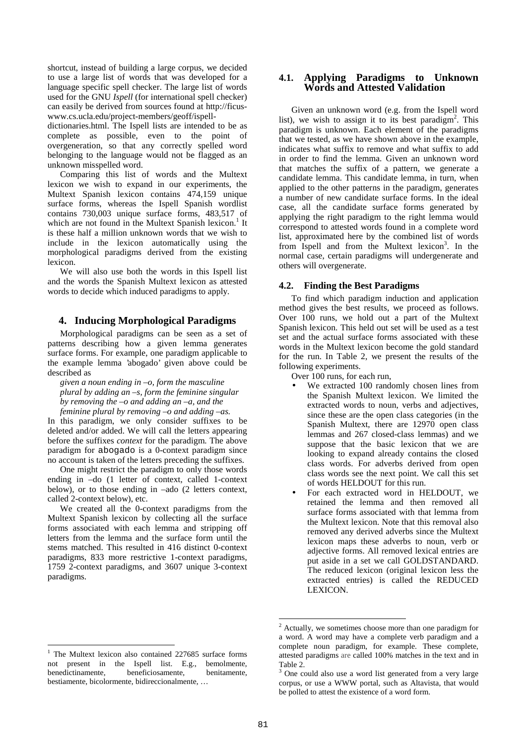shortcut, instead of building a large corpus, we decided to use a large list of words that was developed for a language specific spell checker. The large list of words used for the GNU *Ispell* (for international spell checker) can easily be derived from sources found at http://ficus-www.cs.ucla.edu/project-members/geoff/ispell-dictionaries.html. The Ispell lists are intended to be as complete as possible, even to the point of overgeneration, so that any correctly spelled word belonging to the language would not be flagged as an unknown misspelled word.

Comparing this list of words and the Multext lexicon we wish to expand in our experiments, the Multext Spanish lexicon contains 474,159 unique surface forms, whereas the Ispell Spanish wordlist contains 730,003 unique surface forms, 483,517 of which are not found in the Multext Spanish lexicon.[1] It is these half a million unknown words that we wish to include in the lexicon automatically using the morphological paradigms derived from the existing lexicon.

We will also use both the words in this Ispell list and the words the Spanish Multext lexicon as attested words to decide which induced paradigms to apply.

## 4. Inducing Morphological Paradigms

Morphological paradigms can be seen as a set of patterns describing how a given lemma generates surface forms. For example, one paradigm applicable to the example lemma 'abogado' given above could be described as

*given a noun ending in –o, form the masculine plural by adding an –s, form the feminine singular by removing the –o and adding an –a, and the feminine plural by removing –o and adding –as.*

In this paradigm, we only consider suffixes to be deleted and/or added. We will call the letters appearing before the suffixes *context* for the paradigm. The above paradigm for abogado is a 0-context paradigm since no account is taken of the letters preceding the suffixes.

One might restrict the paradigm to only those words ending in –do (1 letter of context, called 1-context below), or to those ending in –ado (2 letters context, called 2-context below), etc.

We created all the 0-context paradigms from the Multext Spanish lexicon by collecting all the surface forms associated with each lemma and stripping off letters from the lemma and the surface form until the stems matched. This resulted in 416 distinct 0-context paradigms, 833 more restrictive 1-context paradigms, 1759 2-context paradigms, and 3607 unique 3-context paradigms.

### 4.1. Applying Paradigms to Unknown Words and Attested Validation

Given an unknown word (e.g. from the Ispell word list), we wish to assign it to its best paradigm[2]. This paradigm is unknown. Each element of the paradigms that we tested, as we have shown above in the example, indicates what suffix to remove and what suffix to add in order to find the lemma. Given an unknown word that matches the suffix of a pattern, we generate a candidate lemma. This candidate lemma, in turn, when applied to the other patterns in the paradigm, generates a number of new candidate surface forms. In the ideal case, all the candidate surface forms generated by applying the right paradigm to the right lemma would correspond to attested words found in a complete word list, approximated here by the combined list of words from Ispell and from the Multext lexicon[3]. In the normal case, certain paradigms will undergenerate and others will overgenerate.

### 4.2. Finding the Best Paradigms

To find which paradigm induction and application method gives the best results, we proceed as follows. Over 100 runs, we hold out a part of the Multext Spanish lexicon. This held out set will be used as a test set and the actual surface forms associated with these words in the Multext lexicon become the gold standard for the run. In Table 2, we present the results of the following experiments.

Over 100 runs, for each run,

- We extracted 100 randomly chosen lines from the Spanish Multext lexicon. We limited the extracted words to noun, verbs and adjectives, since these are the open class categories (in the Spanish Multext, there are 12970 open class lemmas and 267 closed-class lemmas) and we suppose that the basic lexicon that we are looking to expand already contains the closed class words. For adverbs derived from open class words see the next point. We call this set of words HELDOUT for this run.
- For each extracted word in HELDOUT, we retained the lemma and then removed all surface forms associated with that lemma from the Multext lexicon. Note that this removal also removed any derived adverbs since the Multext lexicon maps these adverbs to noun, verb or adjective forms. All removed lexical entries are put aside in a set we call GOLDSTANDARD. The reduced lexicon (original lexicon less the extracted entries) is called the REDUCED LEXICON.

---

[1] The Multext lexicon also contained 227685 surface forms not present in the Ispell list. E.g., bemolmente, benedictinamente, beneficiosamente, benitamente, bestiamente, bicolormente, bidireccionalmente, …

[2] Actually, we sometimes choose more than one paradigm for a word. A word may have a complete verb paradigm and a complete noun paradigm, for example. These complete, attested paradigms are called 100% matches in the text and in Table 2.

[3] One could also use a word list generated from a very large corpus, or use a WWW portal, such as Altavista, that would be polled to attest the existence of a word form.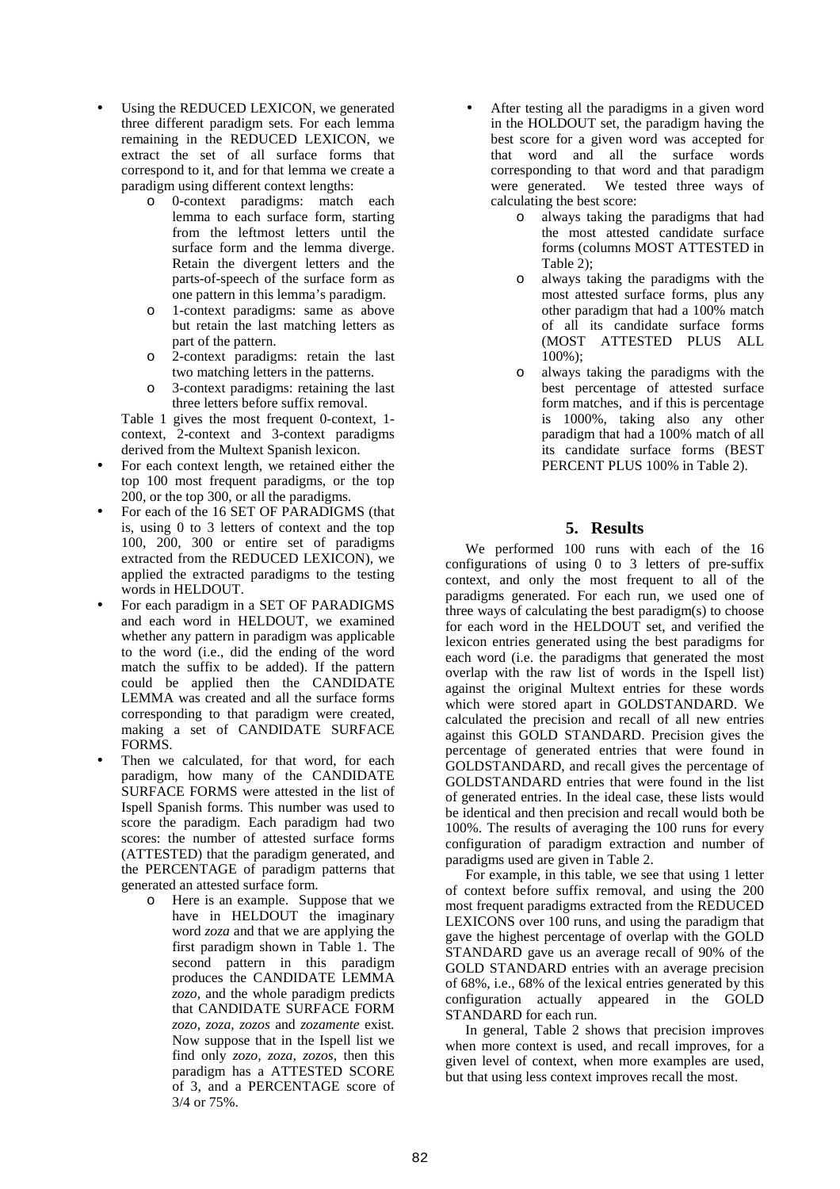- Using the REDUCED LEXICON, we generated three different paradigm sets. For each lemma remaining in the REDUCED LEXICON, we extract the set of all surface forms that correspond to it, and for that lemma we create a paradigm using different context lengths:
  - o 0-context paradigms: match each lemma to each surface form, starting from the leftmost letters until the surface form and the lemma diverge. Retain the divergent letters and the parts-of-speech of the surface form as one pattern in this lemma's paradigm.
  - o 1-context paradigms: same as above but retain the last matching letters as part of the pattern.
  - o 2-context paradigms: retain the last two matching letters in the patterns.
  - o 3-context paradigms: retaining the last three letters before suffix removal.

  Table 1 gives the most frequent 0-context, 1-context, 2-context and 3-context paradigms derived from the Multext Spanish lexicon.
- For each context length, we retained either the top 100 most frequent paradigms, or the top 200, or the top 300, or all the paradigms.
- For each of the 16 SET OF PARADIGMS (that is, using 0 to 3 letters of context and the top 100, 200, 300 or entire set of paradigms extracted from the REDUCED LEXICON), we applied the extracted paradigms to the testing words in HELDOUT.
- For each paradigm in a SET OF PARADIGMS and each word in HELDOUT, we examined whether any pattern in paradigm was applicable to the word (i.e., did the ending of the word match the suffix to be added). If the pattern could be applied then the CANDIDATE LEMMA was created and all the surface forms corresponding to that paradigm were created, making a set of CANDIDATE SURFACE FORMS.
- Then we calculated, for that word, for each paradigm, how many of the CANDIDATE SURFACE FORMS were attested in the list of Ispell Spanish forms. This number was used to score the paradigm. Each paradigm had two scores: the number of attested surface forms (ATTESTED) that the paradigm generated, and the PERCENTAGE of paradigm patterns that generated an attested surface form.
  - o Here is an example. Suppose that we have in HELDOUT the imaginary word *zoza* and that we are applying the first paradigm shown in Table 1. The second pattern in this paradigm produces the CANDIDATE LEMMA *zozo*, and the whole paradigm predicts that CANDIDATE SURFACE FORM *zozo*, *zoza*, *zozos* and *zozamente* exist. Now suppose that in the Ispell list we find only *zozo*, *zoza*, *zozos*, then this paradigm has a ATTESTED SCORE of 3, and a PERCENTAGE score of 3/4 or 75%.
- After testing all the paradigms in a given word in the HOLDOUT set, the paradigm having the best score for a given word was accepted for that word and all the surface words corresponding to that word and that paradigm were generated. We tested three ways of calculating the best score:
  - o always taking the paradigms that had the most attested candidate surface forms (columns MOST ATTESTED in Table 2);
  - o always taking the paradigms with the most attested surface forms, plus any other paradigm that had a 100% match of all its candidate surface forms (MOST ATTESTED PLUS ALL 100%);
  - o always taking the paradigms with the best percentage of attested surface form matches, and if this is percentage is 1000%, taking also any other paradigm that had a 100% match of all its candidate surface forms (BEST PERCENT PLUS 100% in Table 2).

## 5. Results

We performed 100 runs with each of the 16 configurations of using 0 to 3 letters of pre-suffix context, and only the most frequent to all of the paradigms generated. For each run, we used one of three ways of calculating the best paradigm(s) to choose for each word in the HELDOUT set, and verified the lexicon entries generated using the best paradigms for each word (i.e. the paradigms that generated the most overlap with the raw list of words in the Ispell list) against the original Multext entries for these words which were stored apart in GOLDSTANDARD. We calculated the precision and recall of all new entries against this GOLD STANDARD. Precision gives the percentage of generated entries that were found in GOLDSTANDARD, and recall gives the percentage of GOLDSTANDARD entries that were found in the list of generated entries. In the ideal case, these lists would be identical and then precision and recall would both be 100%. The results of averaging the 100 runs for every configuration of paradigm extraction and number of paradigms used are given in Table 2.

For example, in this table, we see that using 1 letter of context before suffix removal, and using the 200 most frequent paradigms extracted from the REDUCED LEXICONS over 100 runs, and using the paradigm that gave the highest percentage of overlap with the GOLD STANDARD gave us an average recall of 90% of the GOLD STANDARD entries with an average precision of 68%, i.e., 68% of the lexical entries generated by this configuration actually appeared in the GOLD STANDARD for each run.

In general, Table 2 shows that precision improves when more context is used, and recall improves, for a given level of context, when more examples are used, but that using less context improves recall the most.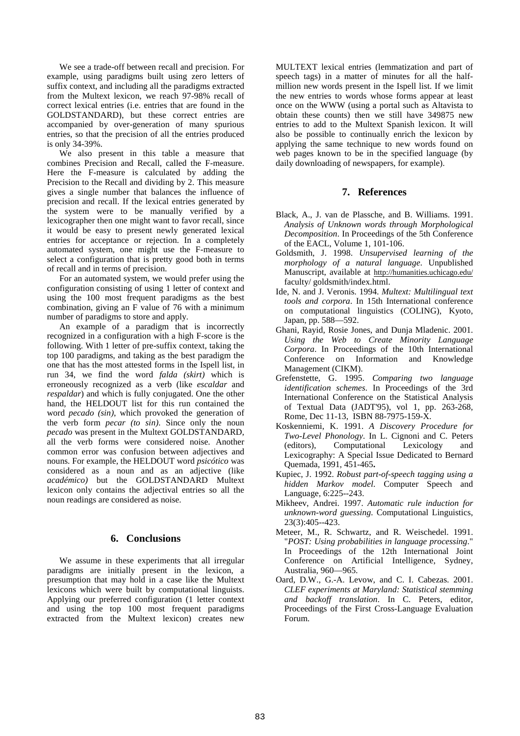We see a trade-off between recall and precision. For example, using paradigms built using zero letters of suffix context, and including all the paradigms extracted from the Multext lexicon, we reach 97-98% recall of correct lexical entries (i.e. entries that are found in the GOLDSTANDARD), but these correct entries are accompanied by over-generation of many spurious entries, so that the precision of all the entries produced is only 34-39%.

We also present in this table a measure that combines Precision and Recall, called the F-measure. Here the F-measure is calculated by adding the Precision to the Recall and dividing by 2. This measure gives a single number that balances the influence of precision and recall. If the lexical entries generated by the system were to be manually verified by a lexicographer then one might want to favor recall, since it would be easy to present newly generated lexical entries for acceptance or rejection. In a completely automated system, one might use the F-measure to select a configuration that is pretty good both in terms of recall and in terms of precision.

For an automated system, we would prefer using the configuration consisting of using 1 letter of context and using the 100 most frequent paradigms as the best combination, giving an F value of 76 with a minimum number of paradigms to store and apply.

An example of a paradigm that is incorrectly recognized in a configuration with a high F-score is the following. With 1 letter of pre-suffix context, taking the top 100 paradigms, and taking as the best paradigm the one that has the most attested forms in the Ispell list, in run 34, we find the word *falda (skirt)* which is erroneously recognized as a verb (like *escaldar* and *respaldar*) and which is fully conjugated. One the other hand, the HELDOUT list for this run contained the word *pecado (sin)*, which provoked the generation of the verb form *pecar (to sin)*. Since only the noun *pecado* was present in the Multext GOLDSTANDARD, all the verb forms were considered noise. Another common error was confusion between adjectives and nouns. For example, the HELDOUT word *psicótico* was considered as a noun and as an adjective (like *académico)* but the GOLDSTANDARD Multext lexicon only contains the adjectival entries so all the noun readings are considered as noise.

## 6. Conclusions

We assume in these experiments that all irregular paradigms are initially present in the lexicon, a presumption that may hold in a case like the Multext lexicons which were built by computational linguists. Applying our preferred configuration (1 letter context and using the top 100 most frequent paradigms extracted from the Multext lexicon) creates new MULTEXT lexical entries (lemmatization and part of speech tags) in a matter of minutes for all the half-million new words present in the Ispell list. If we limit the new entries to words whose forms appear at least once on the WWW (using a portal such as Altavista to obtain these counts) then we still have 349875 new entries to add to the Multext Spanish lexicon. It will also be possible to continually enrich the lexicon by applying the same technique to new words found on web pages known to be in the specified language (by daily downloading of newspapers, for example).

## 7. References

Black, A., J. van de Plassche, and B. Williams. 1991. *Analysis of Unknown words through Morphological Decomposition*. In Proceedings of the 5th Conference of the EACL, Volume 1, 101-106.

Goldsmith, J. 1998. *Unsupervised learning of the morphology of a natural language*. Unpublished Manuscript, available at http://humanities.uchicago.edu/ faculty/ goldsmith/index.html.

Ide, N. and J. Veronis. 1994. *Multext: Multilingual text tools and corpora*. In 15th International conference on computational linguistics (COLING), Kyoto, Japan, pp. 588—592.

Ghani, Rayid, Rosie Jones, and Dunja Mladenic. 2001. *Using the Web to Create Minority Language Corpora*. In Proceedings of the 10th International Conference on Information and Knowledge Management (CIKM).

Grefenstette, G. 1995. *Comparing two language identification schemes*. In Proceedings of the 3rd International Conference on the Statistical Analysis of Textual Data (JADT'95), vol 1, pp. 263-268, Rome, Dec 11-13, ISBN 88-7975-159-X.

Koskenniemi, K. 1991. *A Discovery Procedure for Two-Level Phonology*. In L. Cignoni and C. Peters (editors), Computational Lexicology and Lexicography: A Special Issue Dedicated to Bernard Quemada, 1991, 451-465**.**

Kupiec, J. 1992. *Robust part-of-speech tagging using a hidden Markov model*. Computer Speech and Language, 6:225--243.

Mikheev, Andrei. 1997. *Automatic rule induction for unknown-word guessing*. Computational Linguistics, 23(3):405--423.

Meteer, M., R. Schwartz, and R. Weischedel. 1991. "*POST: Using probabilities in language processing*." In Proceedings of the 12th International Joint Conference on Artificial Intelligence, Sydney, Australia, 960—965.

Oard, D.W., G.-A. Levow, and C. I. Cabezas. 2001. *CLEF experiments at Maryland: Statistical stemming and backoff translation*. In C. Peters, editor, Proceedings of the First Cross-Language Evaluation Forum.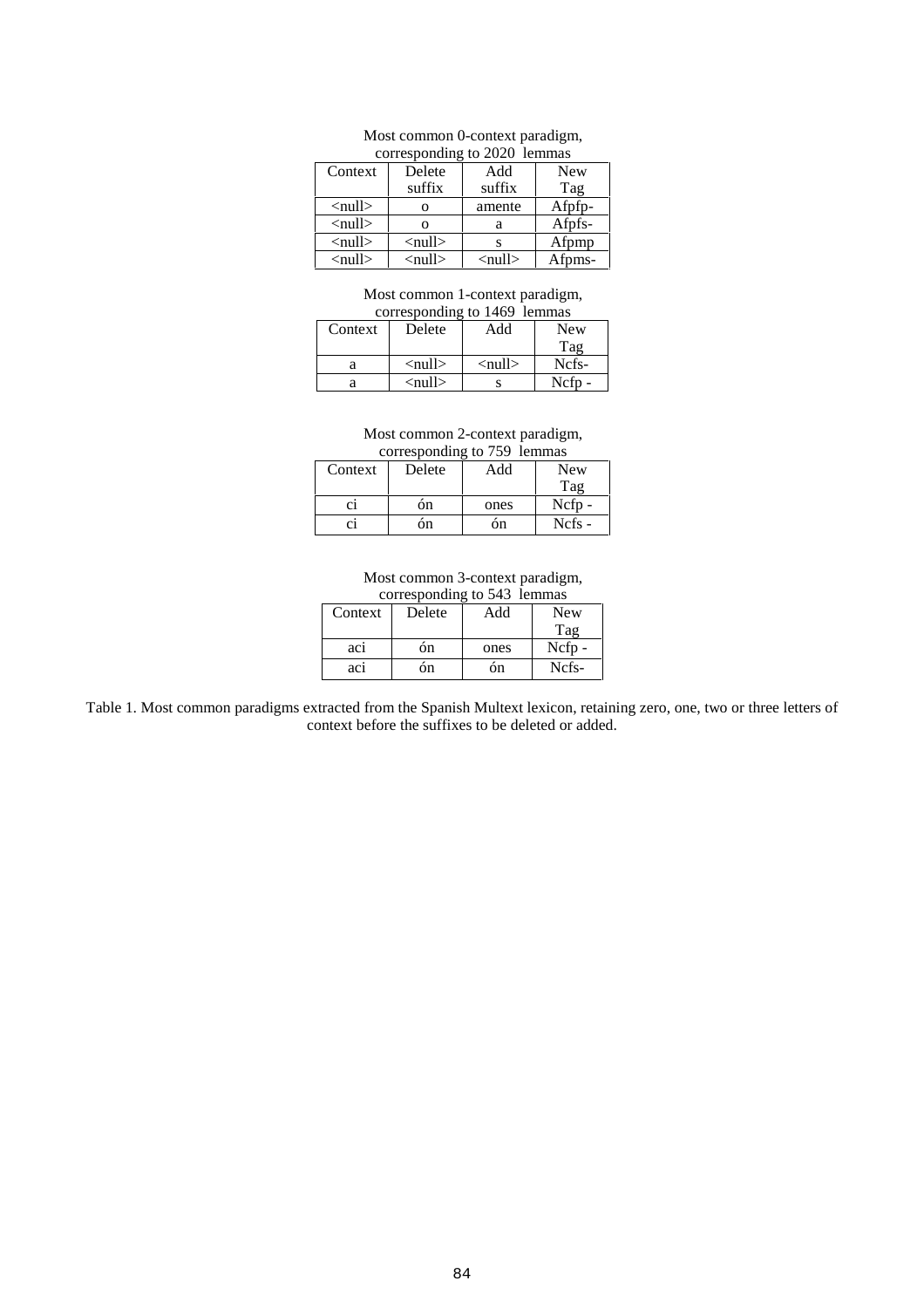Most common 0-context paradigm, corresponding to 2020 lemmas

| Context | Delete suffix | Add suffix | New Tag |
|---|---|---|---|
| <null> | o | amente | Afpfp- |
| <null> | o | a | Afpfs- |
| <null> | <null> | s | Afpmp |
| <null> | <null> | <null> | Afpms- |

Most common 1-context paradigm, corresponding to 1469 lemmas

| Context | Delete | Add | New Tag |
|---|---|---|---|
| a | <null> | <null> | Ncfs- |
| a | <null> | s | Ncfp - |

Most common 2-context paradigm, corresponding to 759 lemmas

| Context | Delete | Add | New Tag |
|---|---|---|---|
| ci | ón | ones | Ncfp - |
| ci | ón | ón | Ncfs - |

Most common 3-context paradigm, corresponding to 543 lemmas

| Context | Delete | Add | New Tag |
|---|---|---|---|
| aci | ón | ones | Ncfp - |
| aci | ón | ón | Ncfs- |

Table 1. Most common paradigms extracted from the Spanish Multext lexicon, retaining zero, one, two or three letters of context before the suffixes to be deleted or added.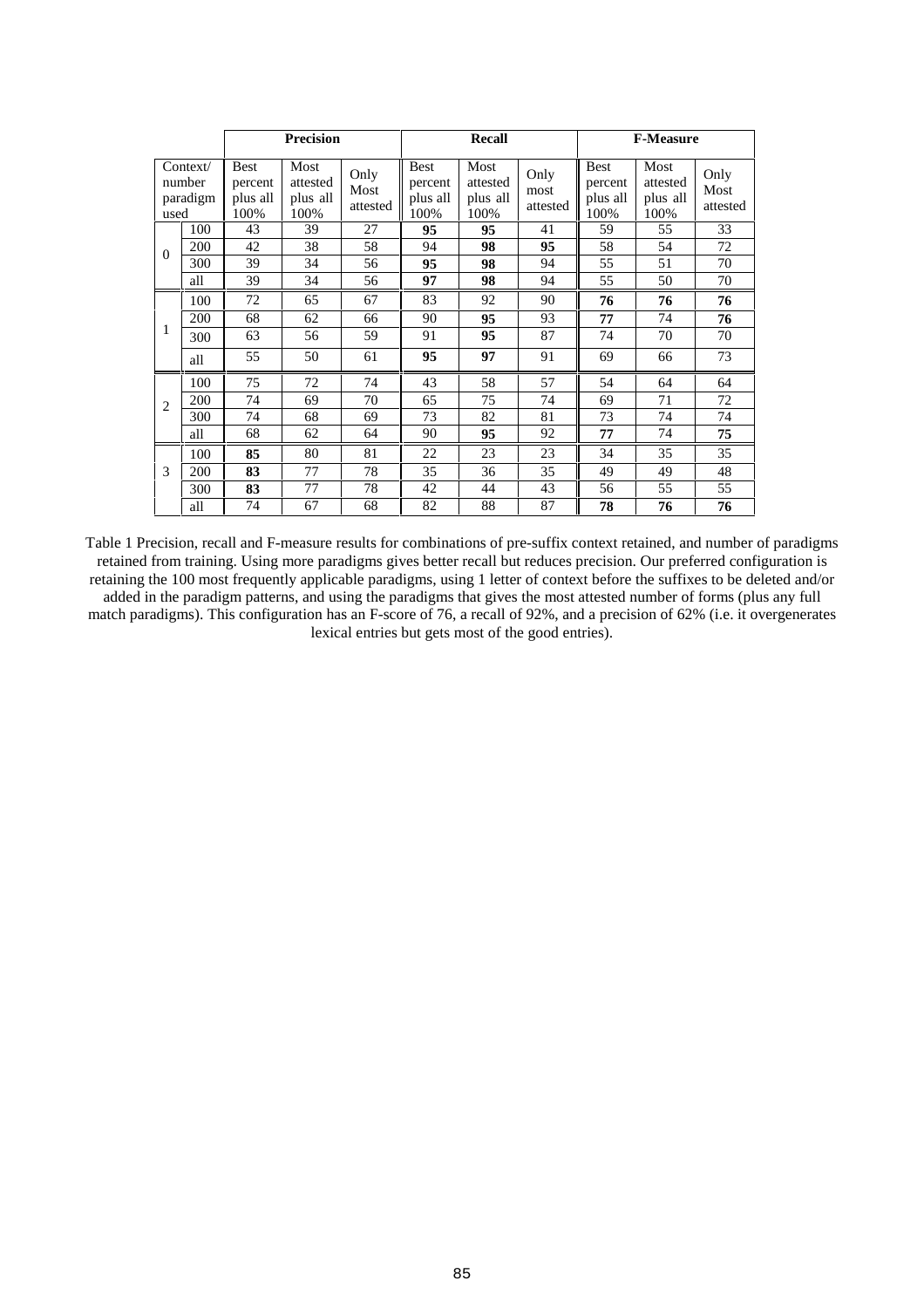| Context/ number paradigm used | | Precision | | | Recall | | | F-Measure | | |
|---|---|---|---|---|---|---|---|---|---|---|
| | | Best percent plus all 100% | Most attested plus all 100% | Only Most attested | Best percent plus all 100% | Most attested plus all 100% | Only most attested | Best percent plus all 100% | Most attested plus all 100% | Only Most attested |
| 0 | 100 | 43 | 39 | 27 | **95** | **95** | 41 | 59 | 55 | 33 |
| | 200 | 42 | 38 | 58 | 94 | **98** | **95** | 58 | 54 | 72 |
| | 300 | 39 | 34 | 56 | **95** | **98** | 94 | 55 | 51 | 70 |
| | all | 39 | 34 | 56 | **97** | **98** | 94 | 55 | 50 | 70 |
| 1 | 100 | 72 | 65 | 67 | 83 | 92 | 90 | **76** | **76** | **76** |
| | 200 | 68 | 62 | 66 | 90 | **95** | 93 | **77** | 74 | **76** |
| | 300 | 63 | 56 | 59 | 91 | **95** | 87 | 74 | 70 | 70 |
| | all | 55 | 50 | 61 | **95** | **97** | 91 | 69 | 66 | 73 |
| 2 | 100 | 75 | 72 | 74 | 43 | 58 | 57 | 54 | 64 | 64 |
| | 200 | 74 | 69 | 70 | 65 | 75 | 74 | 69 | 71 | 72 |
| | 300 | 74 | 68 | 69 | 73 | 82 | 81 | 73 | 74 | 74 |
| | all | 68 | 62 | 64 | 90 | **95** | 92 | **77** | 74 | **75** |
| 3 | 100 | **85** | 80 | 81 | 22 | 23 | 23 | 34 | 35 | 35 |
| | 200 | **83** | 77 | 78 | 35 | 36 | 35 | 49 | 49 | 48 |
| | 300 | **83** | 77 | 78 | 42 | 44 | 43 | 56 | 55 | 55 |
| | all | 74 | 67 | 68 | 82 | 88 | 87 | **78** | **76** | **76** |

Table 1 Precision, recall and F-measure results for combinations of pre-suffix context retained, and number of paradigms retained from training. Using more paradigms gives better recall but reduces precision. Our preferred configuration is retaining the 100 most frequently applicable paradigms, using 1 letter of context before the suffixes to be deleted and/or added in the paradigm patterns, and using the paradigms that gives the most attested number of forms (plus any full match paradigms). This configuration has an F-score of 76, a recall of 92%, and a precision of 62% (i.e. it overgenerates lexical entries but gets most of the good entries).